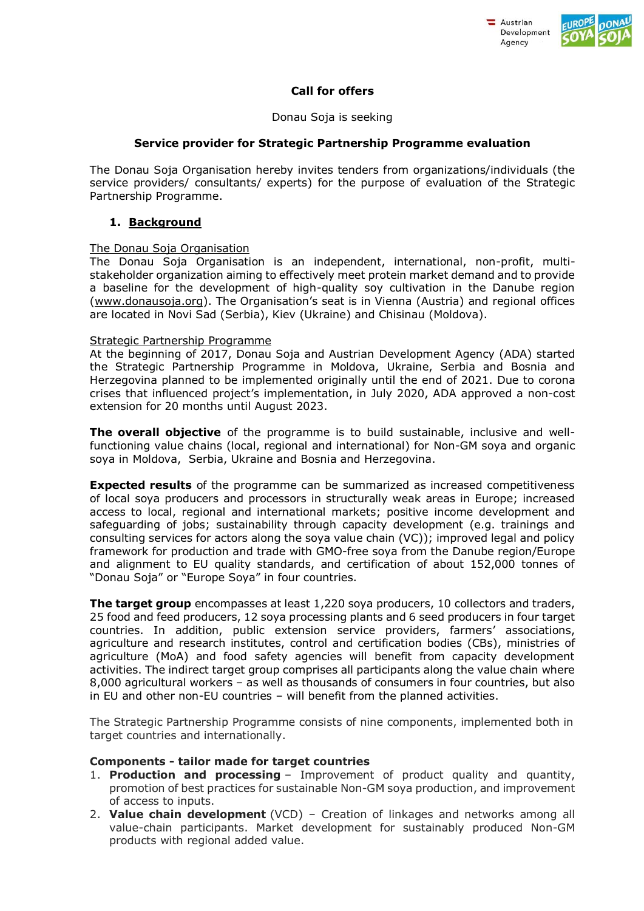**Call for offers**

Donau Soja is seeking

**Service provider for Strategic Partnership Programme evaluation**

The Donau Soja Organisation hereby invites tenders from organizations/individuals (the service providers/ consultants/ experts) for the purpose of evaluation of the Strategic Partnership Programme.

## 1. Background

The Donau Soja Organisation

The Donau Soja Organisation is an independent, international, non-profit, multi-stakeholder organization aiming to effectively meet protein market demand and to provide a baseline for the development of high-quality soy cultivation in the Danube region (www.donausoja.org). The Organisation's seat is in Vienna (Austria) and regional offices are located in Novi Sad (Serbia), Kiev (Ukraine) and Chisinau (Moldova).

Strategic Partnership Programme

At the beginning of 2017, Donau Soja and Austrian Development Agency (ADA) started the Strategic Partnership Programme in Moldova, Ukraine, Serbia and Bosnia and Herzegovina planned to be implemented originally until the end of 2021. Due to corona crises that influenced project's implementation, in July 2020, ADA approved a non-cost extension for 20 months until August 2023.

**The overall objective** of the programme is to build sustainable, inclusive and well-functioning value chains (local, regional and international) for Non-GM soya and organic soya in Moldova, Serbia, Ukraine and Bosnia and Herzegovina.

**Expected results** of the programme can be summarized as increased competitiveness of local soya producers and processors in structurally weak areas in Europe; increased access to local, regional and international markets; positive income development and safeguarding of jobs; sustainability through capacity development (e.g. trainings and consulting services for actors along the soya value chain (VC)); improved legal and policy framework for production and trade with GMO-free soya from the Danube region/Europe and alignment to EU quality standards, and certification of about 152,000 tonnes of "Donau Soja" or "Europe Soya" in four countries.

**The target group** encompasses at least 1,220 soya producers, 10 collectors and traders, 25 food and feed producers, 12 soya processing plants and 6 seed producers in four target countries. In addition, public extension service providers, farmers' associations, agriculture and research institutes, control and certification bodies (CBs), ministries of agriculture (MoA) and food safety agencies will benefit from capacity development activities. The indirect target group comprises all participants along the value chain where 8,000 agricultural workers – as well as thousands of consumers in four countries, but also in EU and other non-EU countries – will benefit from the planned activities.

The Strategic Partnership Programme consists of nine components, implemented both in target countries and internationally.

**Components - tailor made for target countries**

1. **Production and processing** – Improvement of product quality and quantity, promotion of best practices for sustainable Non-GM soya production, and improvement of access to inputs.
2. **Value chain development** (VCD) – Creation of linkages and networks among all value-chain participants. Market development for sustainably produced Non-GM products with regional added value.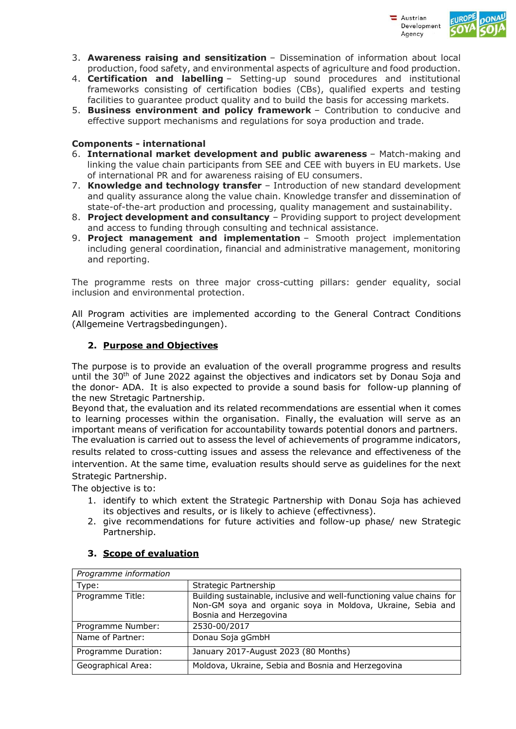3. **Awareness raising and sensitization** – Dissemination of information about local production, food safety, and environmental aspects of agriculture and food production.
4. **Certification and labelling** – Setting-up sound procedures and institutional frameworks consisting of certification bodies (CBs), qualified experts and testing facilities to guarantee product quality and to build the basis for accessing markets.
5. **Business environment and policy framework** – Contribution to conducive and effective support mechanisms and regulations for soya production and trade.

**Components - international**

6. **International market development and public awareness** – Match-making and linking the value chain participants from SEE and CEE with buyers in EU markets. Use of international PR and for awareness raising of EU consumers.
7. **Knowledge and technology transfer** – Introduction of new standard development and quality assurance along the value chain. Knowledge transfer and dissemination of state-of-the-art production and processing, quality management and sustainability.
8. **Project development and consultancy** – Providing support to project development and access to funding through consulting and technical assistance.
9. **Project management and implementation** – Smooth project implementation including general coordination, financial and administrative management, monitoring and reporting.

The programme rests on three major cross-cutting pillars: gender equality, social inclusion and environmental protection.

All Program activities are implemented according to the General Contract Conditions (Allgemeine Vertragsbedingungen).

## 2. Purpose and Objectives

The purpose is to provide an evaluation of the overall programme progress and results until the 30th of June 2022 against the objectives and indicators set by Donau Soja and the donor- ADA. It is also expected to provide a sound basis for follow-up planning of the new Stretagic Partnership.
Beyond that, the evaluation and its related recommendations are essential when it comes to learning processes within the organisation. Finally, the evaluation will serve as an important means of verification for accountability towards potential donors and partners.
The evaluation is carried out to assess the level of achievements of programme indicators, results related to cross-cutting issues and assess the relevance and effectiveness of the intervention. At the same time, evaluation results should serve as guidelines for the next Strategic Partnership.
The objective is to:

1. identify to which extent the Strategic Partnership with Donau Soja has achieved its objectives and results, or is likely to achieve (effectivness).
2. give recommendations for future activities and follow-up phase/ new Strategic Partnership.

## 3. Scope of evaluation

| *Programme information* | |
|---|---|
| Type: | Strategic Partnership |
| Programme Title: | Building sustainable, inclusive and well-functioning value chains for Non-GM soya and organic soya in Moldova, Ukraine, Sebia and Bosnia and Herzegovina |
| Programme Number: | 2530-00/2017 |
| Name of Partner: | Donau Soja gGmbH |
| Programme Duration: | January 2017-August 2023 (80 Months) |
| Geographical Area: | Moldova, Ukraine, Sebia and Bosnia and Herzegovina |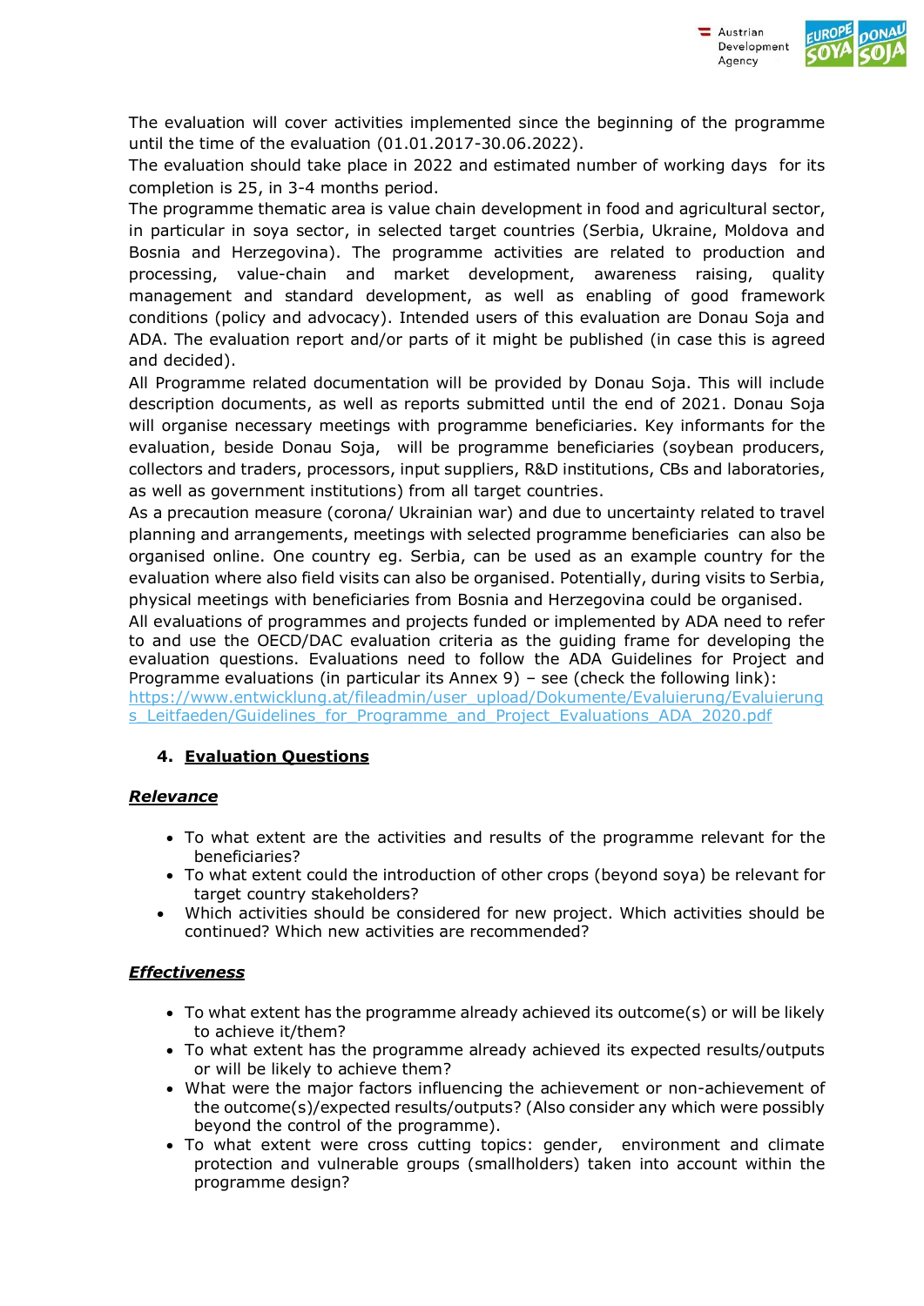The evaluation will cover activities implemented since the beginning of the programme until the time of the evaluation (01.01.2017-30.06.2022).

The evaluation should take place in 2022 and estimated number of working days for its completion is 25, in 3-4 months period.

The programme thematic area is value chain development in food and agricultural sector, in particular in soya sector, in selected target countries (Serbia, Ukraine, Moldova and Bosnia and Herzegovina). The programme activities are related to production and processing, value-chain and market development, awareness raising, quality management and standard development, as well as enabling of good framework conditions (policy and advocacy). Intended users of this evaluation are Donau Soja and ADA. The evaluation report and/or parts of it might be published (in case this is agreed and decided).

All Programme related documentation will be provided by Donau Soja. This will include description documents, as well as reports submitted until the end of 2021. Donau Soja will organise necessary meetings with programme beneficiaries. Key informants for the evaluation, beside Donau Soja, will be programme beneficiaries (soybean producers, collectors and traders, processors, input suppliers, R&D institutions, CBs and laboratories, as well as government institutions) from all target countries.

As a precaution measure (corona/ Ukrainian war) and due to uncertainty related to travel planning and arrangements, meetings with selected programme beneficiaries can also be organised online. One country eg. Serbia, can be used as an example country for the evaluation where also field visits can also be organised. Potentially, during visits to Serbia, physical meetings with beneficiaries from Bosnia and Herzegovina could be organised.

All evaluations of programmes and projects funded or implemented by ADA need to refer to and use the OECD/DAC evaluation criteria as the guiding frame for developing the evaluation questions. Evaluations need to follow the ADA Guidelines for Project and Programme evaluations (in particular its Annex 9) – see (check the following link):
https://www.entwicklung.at/fileadmin/user_upload/Dokumente/Evaluierung/Evaluierungs_Leitfaeden/Guidelines_for_Programme_and_Project_Evaluations_ADA_2020.pdf

## 4. Evaluation Questions

***Relevance***

- To what extent are the activities and results of the programme relevant for the beneficiaries?
- To what extent could the introduction of other crops (beyond soya) be relevant for target country stakeholders?
- Which activities should be considered for new project. Which activities should be continued? Which new activities are recommended?

***Effectiveness***

- To what extent has the programme already achieved its outcome(s) or will be likely to achieve it/them?
- To what extent has the programme already achieved its expected results/outputs or will be likely to achieve them?
- What were the major factors influencing the achievement or non-achievement of the outcome(s)/expected results/outputs? (Also consider any which were possibly beyond the control of the programme).
- To what extent were cross cutting topics: gender, environment and climate protection and vulnerable groups (smallholders) taken into account within the programme design?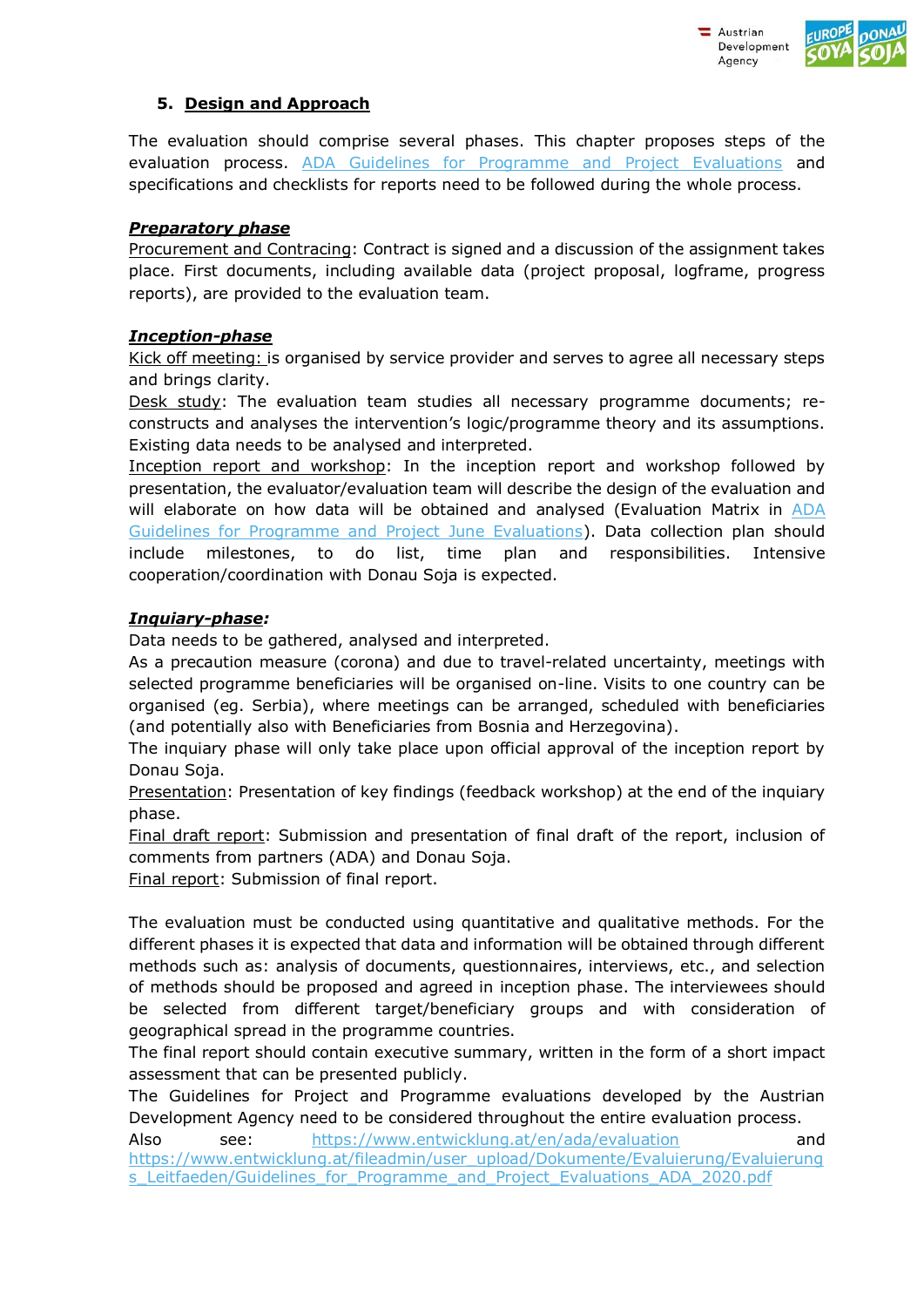## 5. Design and Approach

The evaluation should comprise several phases. This chapter proposes steps of the evaluation process. [ADA Guidelines for Programme and Project Evaluations](https://www.entwicklung.at/fileadmin/user_upload/Dokumente/Evaluierung/Evaluierungs_Leitfaeden/Guidelines_for_Programme_and_Project_Evaluations_ADA_2020.pdf) and specifications and checklists for reports need to be followed during the whole process.

***Preparatory phase***

Procurement and Contracing: Contract is signed and a discussion of the assignment takes place. First documents, including available data (project proposal, logframe, progress reports), are provided to the evaluation team.

***Inception-phase***

Kick off meeting: is organised by service provider and serves to agree all necessary steps and brings clarity.

Desk study: The evaluation team studies all necessary programme documents; re-constructs and analyses the intervention's logic/programme theory and its assumptions. Existing data needs to be analysed and interpreted.

Inception report and workshop: In the inception report and workshop followed by presentation, the evaluator/evaluation team will describe the design of the evaluation and will elaborate on how data will be obtained and analysed (Evaluation Matrix in ADA Guidelines for Programme and Project June Evaluations). Data collection plan should include milestones, to do list, time plan and responsibilities. Intensive cooperation/coordination with Donau Soja is expected.

***Inquiary-phase:***

Data needs to be gathered, analysed and interpreted.

As a precaution measure (corona) and due to travel-related uncertainty, meetings with selected programme beneficiaries will be organised on-line. Visits to one country can be organised (eg. Serbia), where meetings can be arranged, scheduled with beneficiaries (and potentially also with Beneficiaries from Bosnia and Herzegovina).

The inquiary phase will only take place upon official approval of the inception report by Donau Soja.

Presentation: Presentation of key findings (feedback workshop) at the end of the inquiary phase.

Final draft report: Submission and presentation of final draft of the report, inclusion of comments from partners (ADA) and Donau Soja.

Final report: Submission of final report.

The evaluation must be conducted using quantitative and qualitative methods. For the different phases it is expected that data and information will be obtained through different methods such as: analysis of documents, questionnaires, interviews, etc., and selection of methods should be proposed and agreed in inception phase. The interviewees should be selected from different target/beneficiary groups and with consideration of geographical spread in the programme countries.

The final report should contain executive summary, written in the form of a short impact assessment that can be presented publicly.

The Guidelines for Project and Programme evaluations developed by the Austrian Development Agency need to be considered throughout the entire evaluation process.

Also see: https://www.entwicklung.at/en/ada/evaluation and https://www.entwicklung.at/fileadmin/user_upload/Dokumente/Evaluierung/Evaluierungs_Leitfaeden/Guidelines_for_Programme_and_Project_Evaluations_ADA_2020.pdf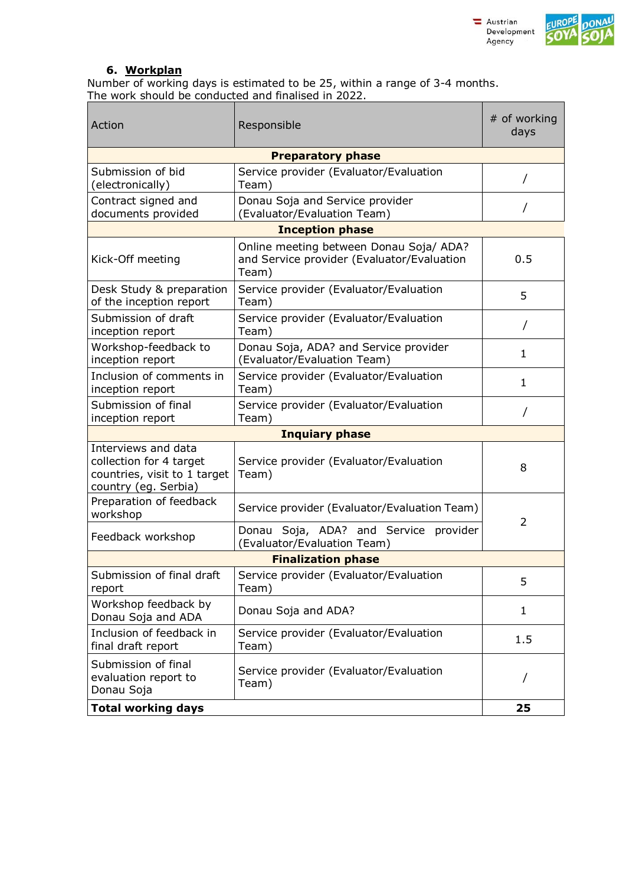## 6. Workplan

Number of working days is estimated to be 25, within a range of 3-4 months.
The work should be conducted and finalised in 2022.

| Action | Responsible | # of working days |
|---|---|---|
| **Preparatory phase** | | |
| Submission of bid (electronically) | Service provider (Evaluator/Evaluation Team) | / |
| Contract signed and documents provided | Donau Soja and Service provider (Evaluator/Evaluation Team) | / |
| **Inception phase** | | |
| Kick-Off meeting | Online meeting between Donau Soja/ ADA? and Service provider (Evaluator/Evaluation Team) | 0.5 |
| Desk Study & preparation of the inception report | Service provider (Evaluator/Evaluation Team) | 5 |
| Submission of draft inception report | Service provider (Evaluator/Evaluation Team) | / |
| Workshop-feedback to inception report | Donau Soja, ADA? and Service provider (Evaluator/Evaluation Team) | 1 |
| Inclusion of comments in inception report | Service provider (Evaluator/Evaluation Team) | 1 |
| Submission of final inception report | Service provider (Evaluator/Evaluation Team) | / |
| **Inquiary phase** | | |
| Interviews and data collection for 4 target countries, visit to 1 target country (eg. Serbia) | Service provider (Evaluator/Evaluation Team) | 8 |
| Preparation of feedback workshop | Service provider (Evaluator/Evaluation Team) | 2 |
| Feedback workshop | Donau Soja, ADA? and Service provider (Evaluator/Evaluation Team) | |
| **Finalization phase** | | |
| Submission of final draft report | Service provider (Evaluator/Evaluation Team) | 5 |
| Workshop feedback by Donau Soja and ADA | Donau Soja and ADA? | 1 |
| Inclusion of feedback in final draft report | Service provider (Evaluator/Evaluation Team) | 1.5 |
| Submission of final evaluation report to Donau Soja | Service provider (Evaluator/Evaluation Team) | / |
| **Total working days** | | **25** |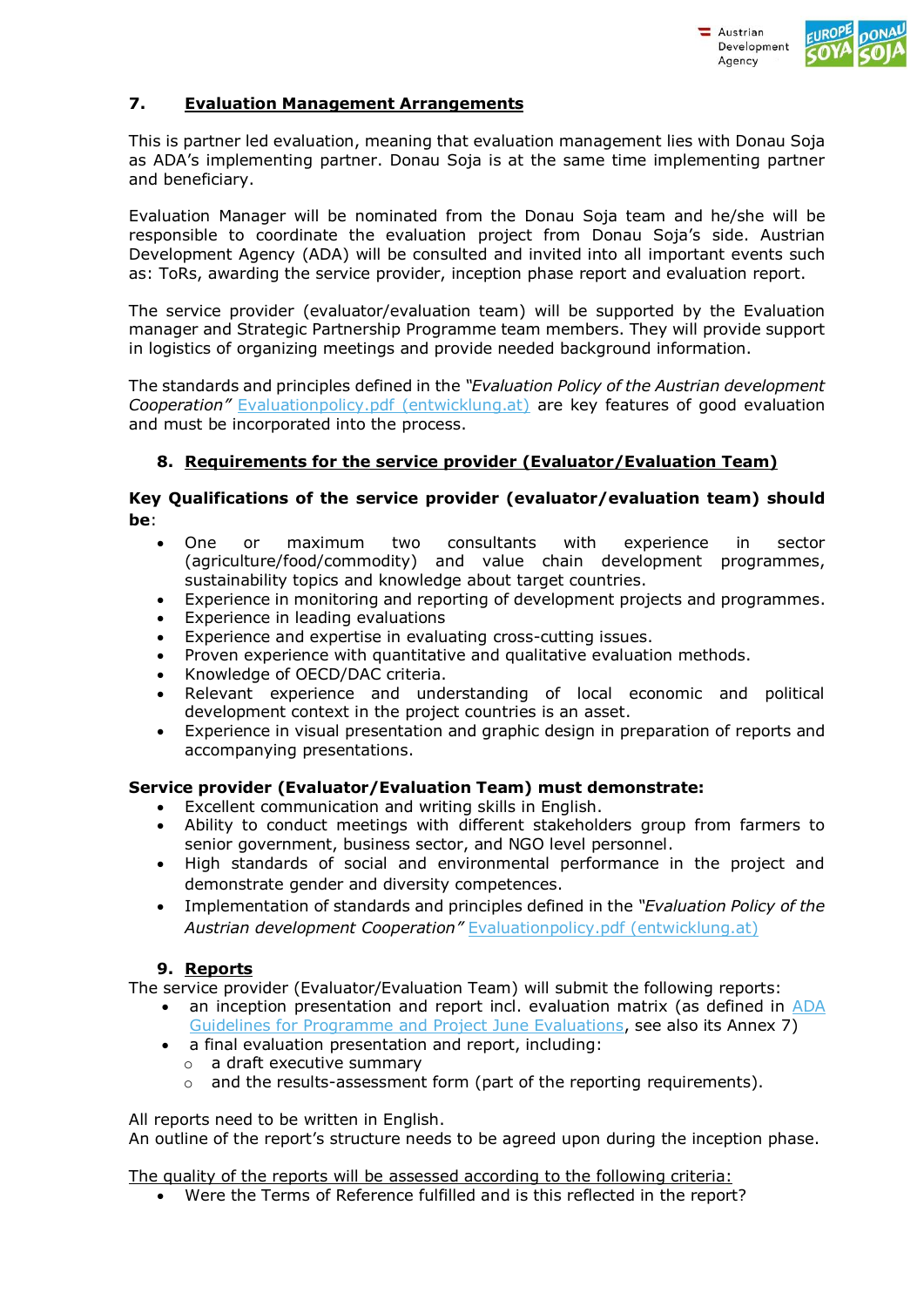## 7. Evaluation Management Arrangements

This is partner led evaluation, meaning that evaluation management lies with Donau Soja as ADA's implementing partner. Donau Soja is at the same time implementing partner and beneficiary.

Evaluation Manager will be nominated from the Donau Soja team and he/she will be responsible to coordinate the evaluation project from Donau Soja's side. Austrian Development Agency (ADA) will be consulted and invited into all important events such as: ToRs, awarding the service provider, inception phase report and evaluation report.

The service provider (evaluator/evaluation team) will be supported by the Evaluation manager and Strategic Partnership Programme team members. They will provide support in logistics of organizing meetings and provide needed background information.

The standards and principles defined in the *"Evaluation Policy of the Austrian development Cooperation"* Evaluationpolicy.pdf (entwicklung.at) are key features of good evaluation and must be incorporated into the process.

## 8. Requirements for the service provider (Evaluator/Evaluation Team)

**Key Qualifications of the service provider (evaluator/evaluation team) should be**:

- One or maximum two consultants with experience in sector (agriculture/food/commodity) and value chain development programmes, sustainability topics and knowledge about target countries.
- Experience in monitoring and reporting of development projects and programmes.
- Experience in leading evaluations
- Experience and expertise in evaluating cross-cutting issues.
- Proven experience with quantitative and qualitative evaluation methods.
- Knowledge of OECD/DAC criteria.
- Relevant experience and understanding of local economic and political development context in the project countries is an asset.
- Experience in visual presentation and graphic design in preparation of reports and accompanying presentations.

**Service provider (Evaluator/Evaluation Team) must demonstrate:**

- Excellent communication and writing skills in English.
- Ability to conduct meetings with different stakeholders group from farmers to senior government, business sector, and NGO level personnel.
- High standards of social and environmental performance in the project and demonstrate gender and diversity competences.
- Implementation of standards and principles defined in the *"Evaluation Policy of the Austrian development Cooperation"* Evaluationpolicy.pdf (entwicklung.at)

## 9. Reports

The service provider (Evaluator/Evaluation Team) will submit the following reports:

- an inception presentation and report incl. evaluation matrix (as defined in ADA Guidelines for Programme and Project June Evaluations, see also its Annex 7)
- a final evaluation presentation and report, including:
  - a draft executive summary
  - and the results-assessment form (part of the reporting requirements).

All reports need to be written in English.
An outline of the report's structure needs to be agreed upon during the inception phase.

The quality of the reports will be assessed according to the following criteria:

- Were the Terms of Reference fulfilled and is this reflected in the report?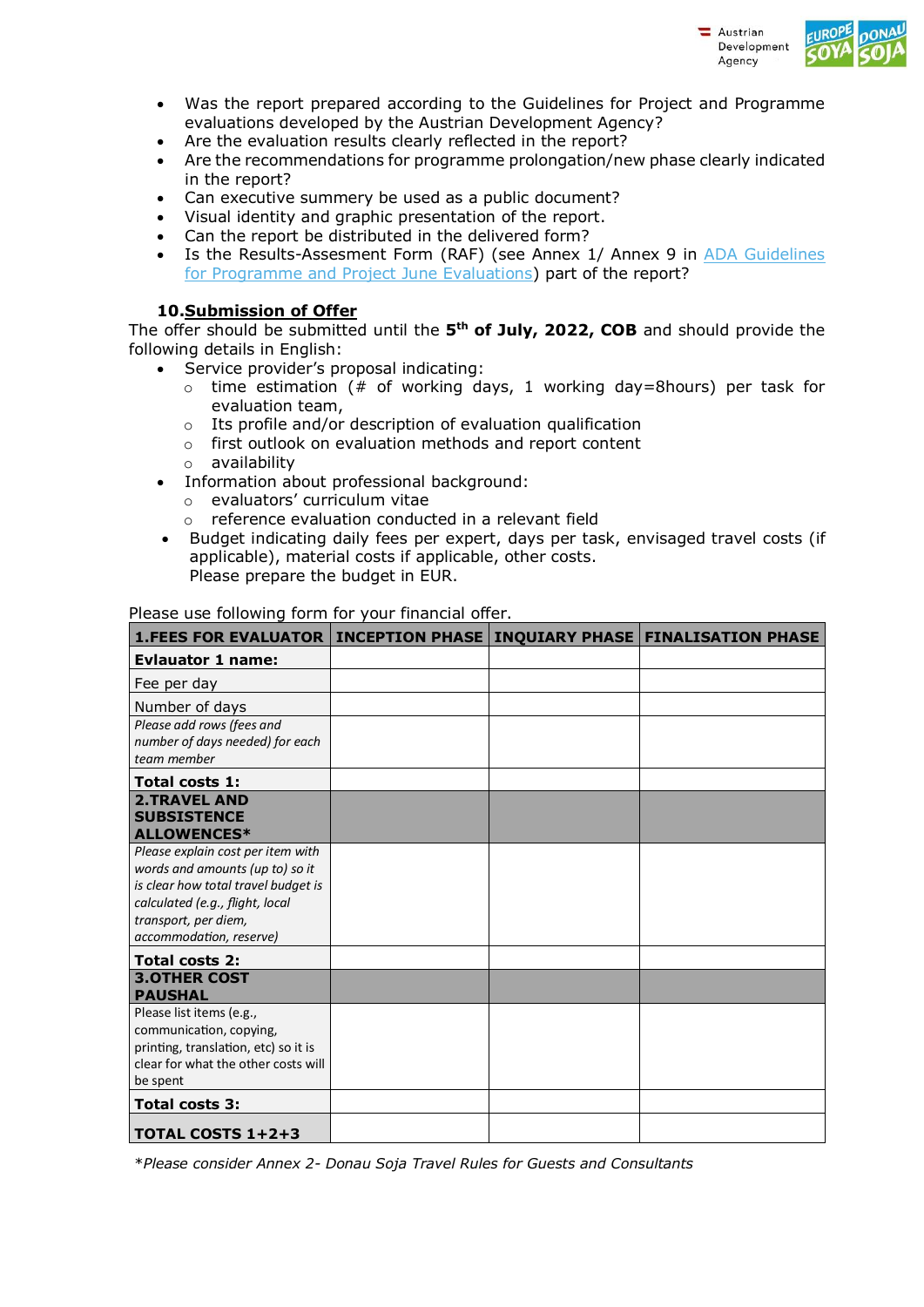- Was the report prepared according to the Guidelines for Project and Programme evaluations developed by the Austrian Development Agency?
- Are the evaluation results clearly reflected in the report?
- Are the recommendations for programme prolongation/new phase clearly indicated in the report?
- Can executive summery be used as a public document?
- Visual identity and graphic presentation of the report.
- Can the report be distributed in the delivered form?
- Is the Results-Assesment Form (RAF) (see Annex 1/ Annex 9 in [ADA Guidelines for Programme and Project June Evaluations]) part of the report?

### 10. Submission of Offer

The offer should be submitted until the **5th of July, 2022, COB** and should provide the following details in English:

- Service provider's proposal indicating:
  - time estimation (# of working days, 1 working day=8hours) per task for evaluation team,
  - Its profile and/or description of evaluation qualification
  - first outlook on evaluation methods and report content
  - availability
- Information about professional background:
  - evaluators' curriculum vitae
  - reference evaluation conducted in a relevant field
- Budget indicating daily fees per expert, days per task, envisaged travel costs (if applicable), material costs if applicable, other costs.
  Please prepare the budget in EUR.

Please use following form for your financial offer.

| **1.FEES FOR EVALUATOR** | **INCEPTION PHASE** | **INQUIARY PHASE** | **FINALISATION PHASE** |
|---|---|---|---|
| **Evlauator 1 name:** | | | |
| Fee per day | | | |
| Number of days | | | |
| *Please add rows (fees and number of days needed) for each team member* | | | |
| **Total costs 1:** | | | |
| **2.TRAVEL AND SUBSISTENCE ALLOWENCES*** | | | |
| *Please explain cost per item with words and amounts (up to) so it is clear how total travel budget is calculated (e.g., flight, local transport, per diem, accommodation, reserve)* | | | |
| **Total costs 2:** | | | |
| **3.OTHER COST PAUSHAL** | | | |
| Please list items (e.g., communication, copying, printing, translation, etc) so it is clear for what the other costs will be spent | | | |
| **Total costs 3:** | | | |
| **TOTAL COSTS 1+2+3** | | | |

**Please consider Annex 2- Donau Soja Travel Rules for Guests and Consultants*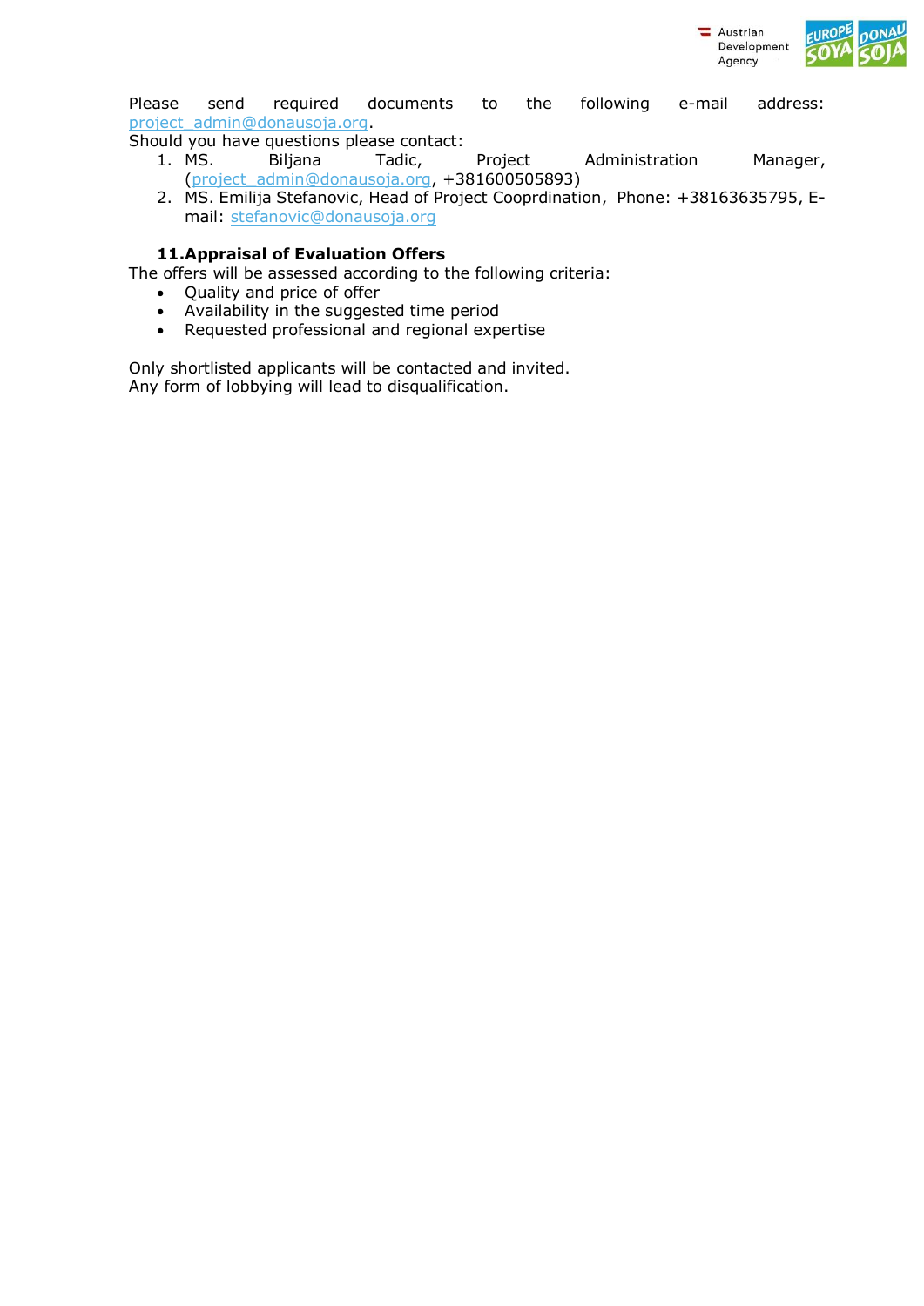Please send required documents to the following e-mail address: project_admin@donausoja.org.

Should you have questions please contact:

1. MS. Biljana Tadic, Project Administration Manager, (project_admin@donausoja.org, +381600505893)
2. MS. Emilija Stefanovic, Head of Project Cooprdination, Phone: +38163635795, E-mail: stefanovic@donausoja.org

## 11.Appraisal of Evaluation Offers

The offers will be assessed according to the following criteria:

- Quality and price of offer
- Availability in the suggested time period
- Requested professional and regional expertise

Only shortlisted applicants will be contacted and invited.
Any form of lobbying will lead to disqualification.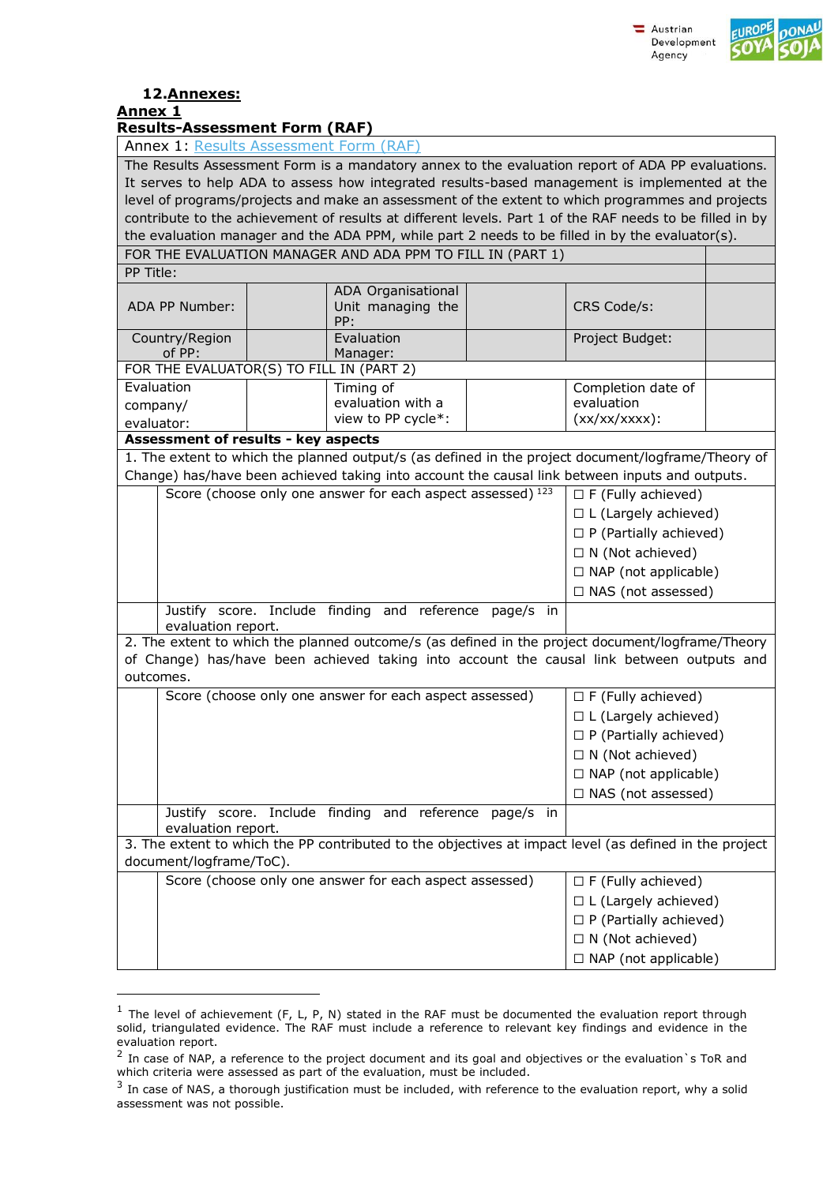## 12. Annexes:

### Annex 1

### Results-Assessment Form (RAF)

| Annex 1: Results Assessment Form (RAF) | | | | | |
|---|---|---|---|---|---|
| The Results Assessment Form is a mandatory annex to the evaluation report of ADA PP evaluations. It serves to help ADA to assess how integrated results-based management is implemented at the level of programs/projects and make an assessment of the extent to which programmes and projects contribute to the achievement of results at different levels. Part 1 of the RAF needs to be filled in by the evaluation manager and the ADA PPM, while part 2 needs to be filled in by the evaluator(s). | | | | | |
| FOR THE EVALUATION MANAGER AND ADA PPM TO FILL IN (PART 1) | | | | | |
| PP Title: | | | | | |
| ADA PP Number: | | ADA Organisational Unit managing the PP: | | CRS Code/s: | |
| Country/Region of PP: | | Evaluation Manager: | | Project Budget: | |
| FOR THE EVALUATOR(S) TO FILL IN (PART 2) | | | | | |
| Evaluation company/ evaluator: | | Timing of evaluation with a view to PP cycle*: | | Completion date of evaluation (xx/xx/xxxx): | |
| **Assessment of results - key aspects** | | | | | |
| 1. The extent to which the planned output/s (as defined in the project document/logframe/Theory of Change) has/have been achieved taking into account the causal link between inputs and outputs. | | | | | |
| | Score (choose only one answer for each aspect assessed) [1][2][3] | | | ☐ F (Fully achieved)<br>☐ L (Largely achieved)<br>☐ P (Partially achieved)<br>☐ N (Not achieved)<br>☐ NAP (not applicable)<br>☐ NAS (not assessed) | |
| | Justify score. Include finding and reference page/s in evaluation report. | | | | |
| 2. The extent to which the planned outcome/s (as defined in the project document/logframe/Theory of Change) has/have been achieved taking into account the causal link between outputs and outcomes. | | | | | |
| | Score (choose only one answer for each aspect assessed) | | | ☐ F (Fully achieved)<br>☐ L (Largely achieved)<br>☐ P (Partially achieved)<br>☐ N (Not achieved)<br>☐ NAP (not applicable)<br>☐ NAS (not assessed) | |
| | Justify score. Include finding and reference page/s in evaluation report. | | | | |
| 3. The extent to which the PP contributed to the objectives at impact level (as defined in the project document/logframe/ToC). | | | | | |
| | Score (choose only one answer for each aspect assessed) | | | ☐ F (Fully achieved)<br>☐ L (Largely achieved)<br>☐ P (Partially achieved)<br>☐ N (Not achieved)<br>☐ NAP (not applicable) | |

[1] The level of achievement (F, L, P, N) stated in the RAF must be documented the evaluation report through solid, triangulated evidence. The RAF must include a reference to relevant key findings and evidence in the evaluation report.

[2] In case of NAP, a reference to the project document and its goal and objectives or the evaluation`s ToR and which criteria were assessed as part of the evaluation, must be included.

[3] In case of NAS, a thorough justification must be included, with reference to the evaluation report, why a solid assessment was not possible.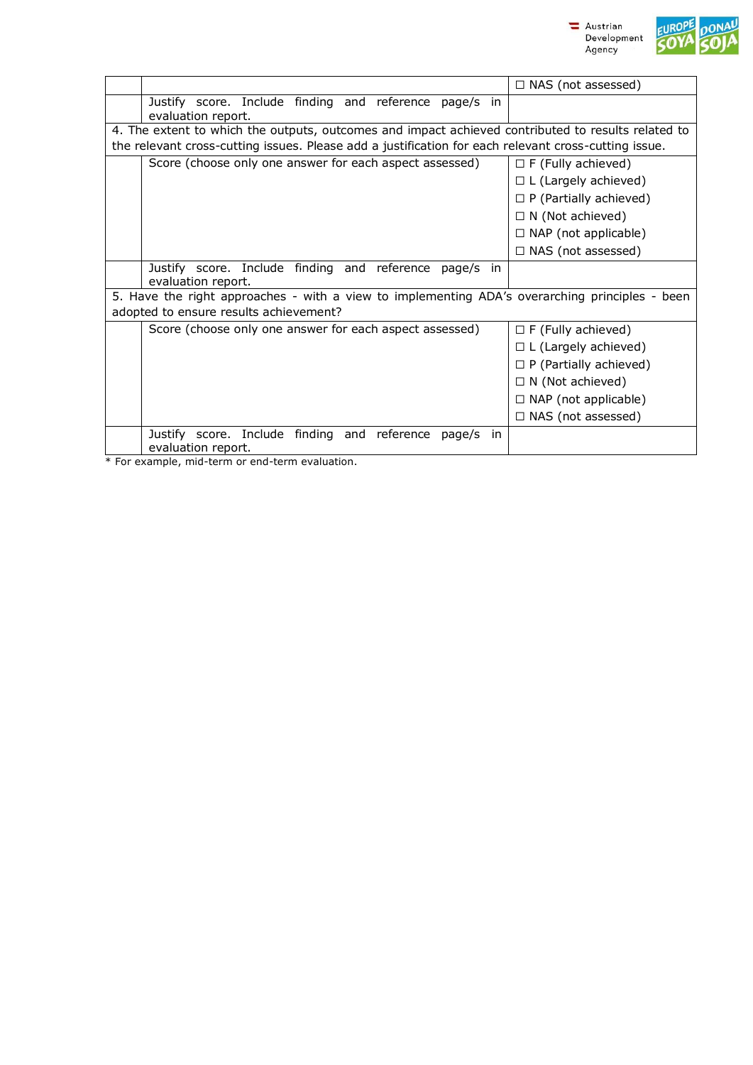| | | |
|---|---|---|
| | | ☐ NAS (not assessed) |
| | Justify score. Include finding and reference page/s in evaluation report. | |
| 4. The extent to which the outputs, outcomes and impact achieved contributed to results related to the relevant cross-cutting issues. Please add a justification for each relevant cross-cutting issue. | | |
| | Score (choose only one answer for each aspect assessed) | ☐ F (Fully achieved)<br>☐ L (Largely achieved)<br>☐ P (Partially achieved)<br>☐ N (Not achieved)<br>☐ NAP (not applicable)<br>☐ NAS (not assessed) |
| | Justify score. Include finding and reference page/s in evaluation report. | |
| 5. Have the right approaches - with a view to implementing ADA's overarching principles - been adopted to ensure results achievement? | | |
| | Score (choose only one answer for each aspect assessed) | ☐ F (Fully achieved)<br>☐ L (Largely achieved)<br>☐ P (Partially achieved)<br>☐ N (Not achieved)<br>☐ NAP (not applicable)<br>☐ NAS (not assessed) |
| | Justify score. Include finding and reference page/s in evaluation report. | |

* For example, mid-term or end-term evaluation.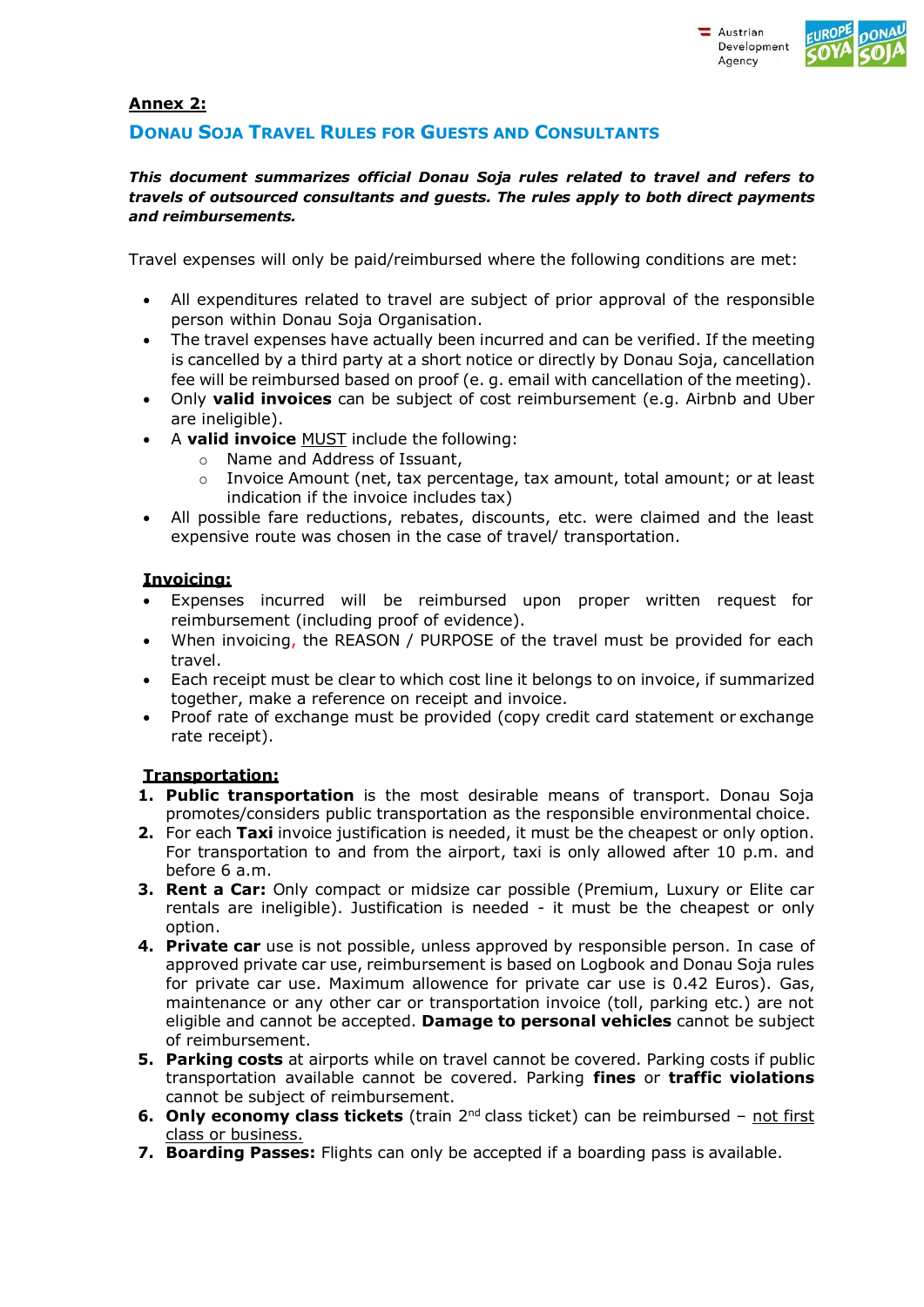**Annex 2:**

## DONAU SOJA TRAVEL RULES FOR GUESTS AND CONSULTANTS

***This document summarizes official Donau Soja rules related to travel and refers to travels of outsourced consultants and guests. The rules apply to both direct payments and reimbursements.***

Travel expenses will only be paid/reimbursed where the following conditions are met:

- All expenditures related to travel are subject of prior approval of the responsible person within Donau Soja Organisation.
- The travel expenses have actually been incurred and can be verified. If the meeting is cancelled by a third party at a short notice or directly by Donau Soja, cancellation fee will be reimbursed based on proof (e. g. email with cancellation of the meeting).
- Only **valid invoices** can be subject of cost reimbursement (e.g. Airbnb and Uber are ineligible).
- A **valid invoice** MUST include the following:
  - Name and Address of Issuant,
  - Invoice Amount (net, tax percentage, tax amount, total amount; or at least indication if the invoice includes tax)
- All possible fare reductions, rebates, discounts, etc. were claimed and the least expensive route was chosen in the case of travel/ transportation.

**Invoicing:**

- Expenses incurred will be reimbursed upon proper written request for reimbursement (including proof of evidence).
- When invoicing, the REASON / PURPOSE of the travel must be provided for each travel.
- Each receipt must be clear to which cost line it belongs to on invoice, if summarized together, make a reference on receipt and invoice.
- Proof rate of exchange must be provided (copy credit card statement or exchange rate receipt).

**Transportation:**

1. **Public transportation** is the most desirable means of transport. Donau Soja promotes/considers public transportation as the responsible environmental choice.
2. For each **Taxi** invoice justification is needed, it must be the cheapest or only option. For transportation to and from the airport, taxi is only allowed after 10 p.m. and before 6 a.m.
3. **Rent a Car:** Only compact or midsize car possible (Premium, Luxury or Elite car rentals are ineligible). Justification is needed - it must be the cheapest or only option.
4. **Private car** use is not possible, unless approved by responsible person. In case of approved private car use, reimbursement is based on Logbook and Donau Soja rules for private car use. Maximum allowence for private car use is 0.42 Euros). Gas, maintenance or any other car or transportation invoice (toll, parking etc.) are not eligible and cannot be accepted. **Damage to personal vehicles** cannot be subject of reimbursement.
5. **Parking costs** at airports while on travel cannot be covered. Parking costs if public transportation available cannot be covered. Parking **fines** or **traffic violations** cannot be subject of reimbursement.
6. **Only economy class tickets** (train 2nd class ticket) can be reimbursed – not first class or business.
7. **Boarding Passes:** Flights can only be accepted if a boarding pass is available.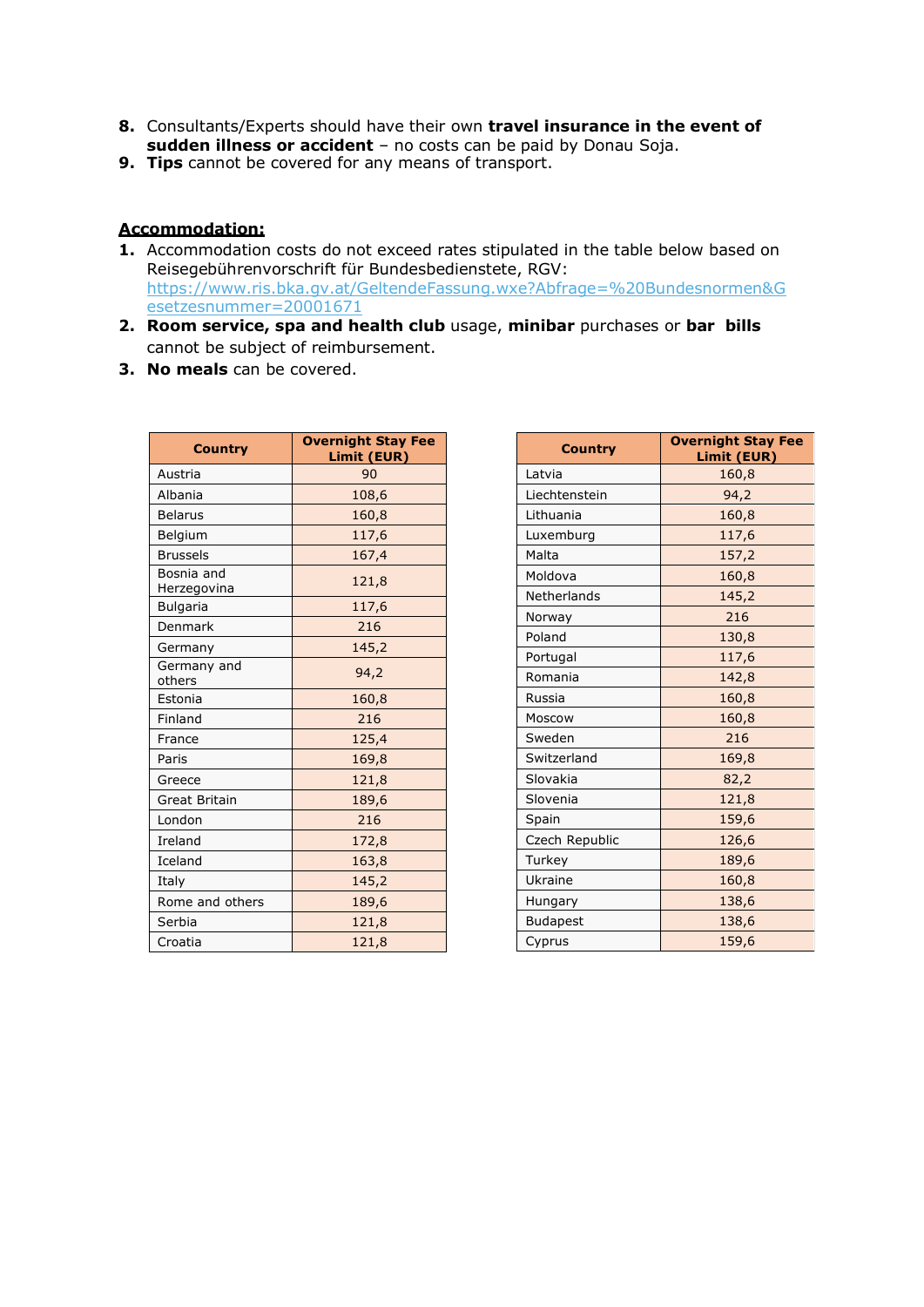8. Consultants/Experts should have their own **travel insurance in the event of sudden illness or accident** – no costs can be paid by Donau Soja.
9. **Tips** cannot be covered for any means of transport.

**Accommodation:**

1. Accommodation costs do not exceed rates stipulated in the table below based on Reisegebührenvorschrift für Bundesbedienstete, RGV: https://www.ris.bka.gv.at/GeltendeFassung.wxe?Abfrage=%20Bundesnormen&Gesetzesnummer=20001671
2. **Room service, spa and health club** usage, **minibar** purchases or **bar bills** cannot be subject of reimbursement.
3. **No meals** can be covered.

| Country | Overnight Stay Fee Limit (EUR) |
|---|---|
| Austria | 90 |
| Albania | 108,6 |
| Belarus | 160,8 |
| Belgium | 117,6 |
| Brussels | 167,4 |
| Bosnia and Herzegovina | 121,8 |
| Bulgaria | 117,6 |
| Denmark | 216 |
| Germany | 145,2 |
| Germany and others | 94,2 |
| Estonia | 160,8 |
| Finland | 216 |
| France | 125,4 |
| Paris | 169,8 |
| Greece | 121,8 |
| Great Britain | 189,6 |
| London | 216 |
| Ireland | 172,8 |
| Iceland | 163,8 |
| Italy | 145,2 |
| Rome and others | 189,6 |
| Serbia | 121,8 |
| Croatia | 121,8 |

| Country | Overnight Stay Fee Limit (EUR) |
|---|---|
| Latvia | 160,8 |
| Liechtenstein | 94,2 |
| Lithuania | 160,8 |
| Luxemburg | 117,6 |
| Malta | 157,2 |
| Moldova | 160,8 |
| Netherlands | 145,2 |
| Norway | 216 |
| Poland | 130,8 |
| Portugal | 117,6 |
| Romania | 142,8 |
| Russia | 160,8 |
| Moscow | 160,8 |
| Sweden | 216 |
| Switzerland | 169,8 |
| Slovakia | 82,2 |
| Slovenia | 121,8 |
| Spain | 159,6 |
| Czech Republic | 126,6 |
| Turkey | 189,6 |
| Ukraine | 160,8 |
| Hungary | 138,6 |
| Budapest | 138,6 |
| Cyprus | 159,6 |